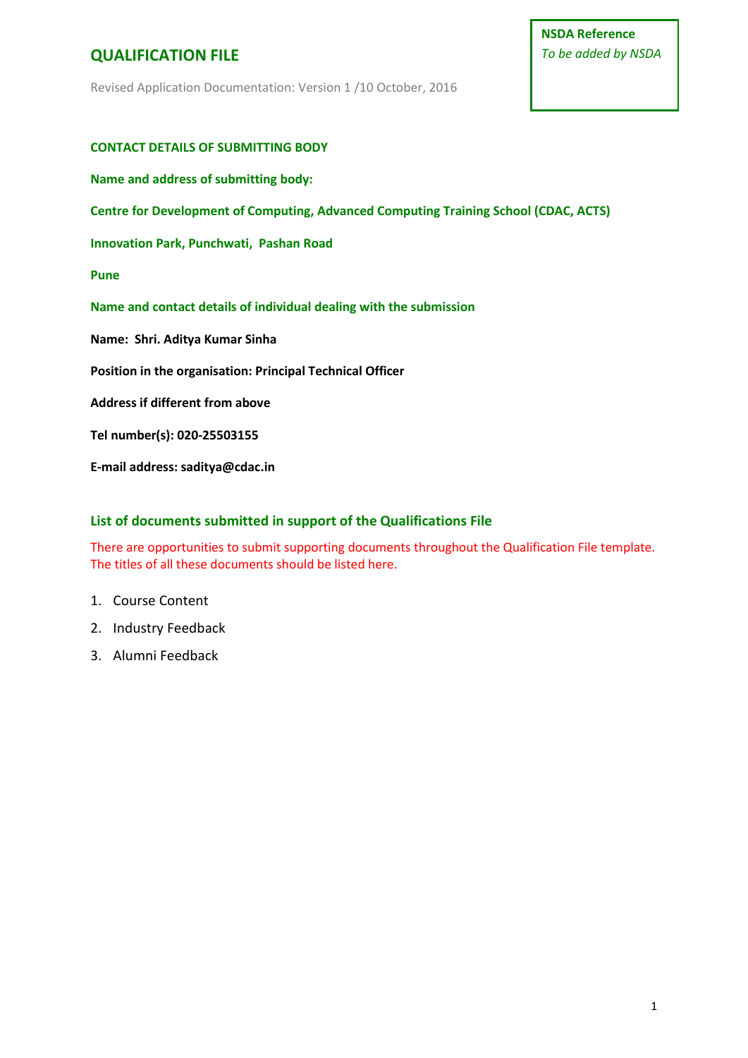# QUALIFICATION FILE

Revised Application Documentation: Version 1 /10 October, 2016

**NSDA Reference**
*To be added by NSDA*

**CONTACT DETAILS OF SUBMITTING BODY**

**Name and address of submitting body:**

**Centre for Development of Computing, Advanced Computing Training School (CDAC, ACTS)**

**Innovation Park, Punchwati, Pashan Road**

**Pune**

**Name and contact details of individual dealing with the submission**

**Name: Shri. Aditya Kumar Sinha**

**Position in the organisation: Principal Technical Officer**

**Address if different from above**

**Tel number(s): 020-25503155**

**E-mail address: saditya@cdac.in**

## List of documents submitted in support of the Qualifications File

There are opportunities to submit supporting documents throughout the Qualification File template. The titles of all these documents should be listed here.

1. Course Content
2. Industry Feedback
3. Alumni Feedback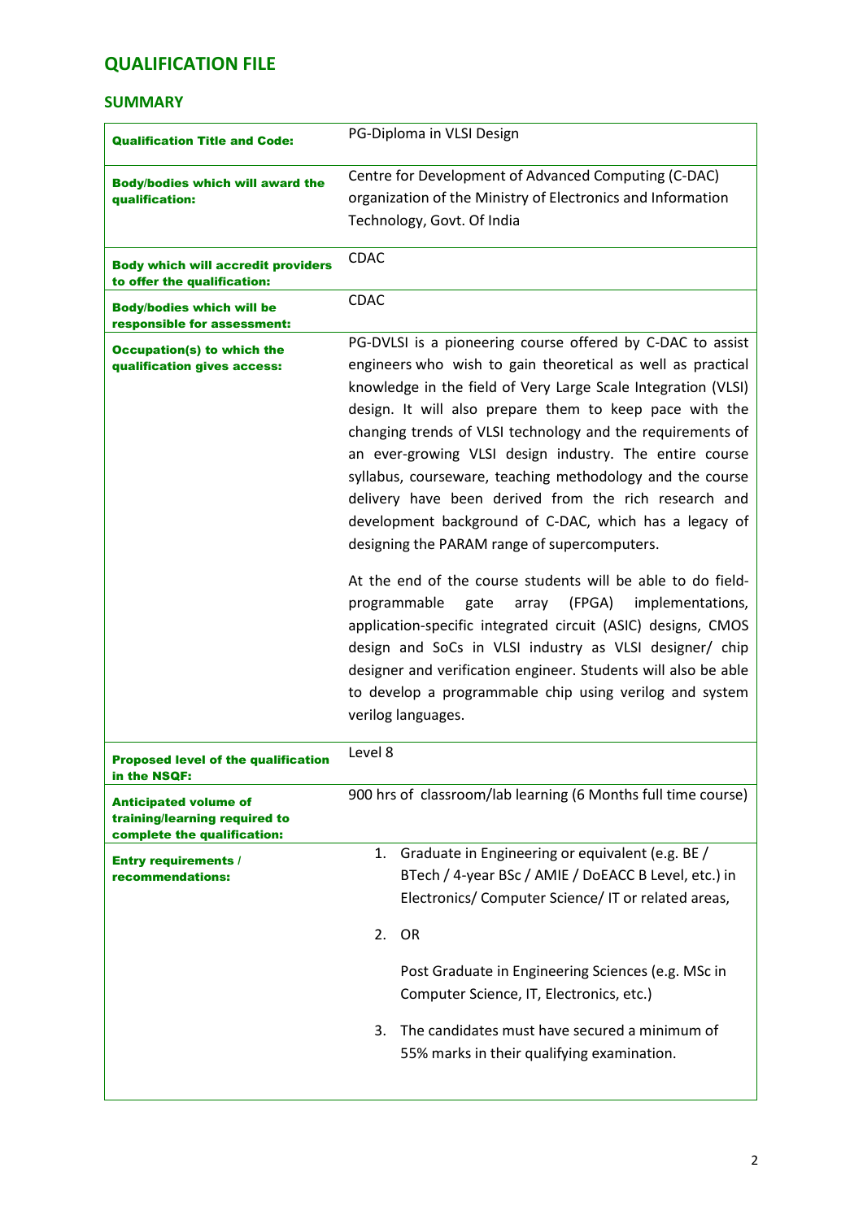# QUALIFICATION FILE

## SUMMARY

| | |
|---|---|
| **Qualification Title and Code:** | PG-Diploma in VLSI Design |
| **Body/bodies which will award the qualification:** | Centre for Development of Advanced Computing (C-DAC) organization of the Ministry of Electronics and Information Technology, Govt. Of India |
| **Body which will accredit providers to offer the qualification:** | CDAC |
| **Body/bodies which will be responsible for assessment:** | CDAC |
| **Occupation(s) to which the qualification gives access:** | PG-DVLSI is a pioneering course offered by C-DAC to assist engineers who wish to gain theoretical as well as practical knowledge in the field of Very Large Scale Integration (VLSI) design. It will also prepare them to keep pace with the changing trends of VLSI technology and the requirements of an ever-growing VLSI design industry. The entire course syllabus, courseware, teaching methodology and the course delivery have been derived from the rich research and development background of C-DAC, which has a legacy of designing the PARAM range of supercomputers.<br><br>At the end of the course students will be able to do field-programmable gate array (FPGA) implementations, application-specific integrated circuit (ASIC) designs, CMOS design and SoCs in VLSI industry as VLSI designer/ chip designer and verification engineer. Students will also be able to develop a programmable chip using verilog and system verilog languages. |
| **Proposed level of the qualification in the NSQF:** | Level 8 |
| **Anticipated volume of training/learning required to complete the qualification:** | 900 hrs of classroom/lab learning (6 Months full time course) |
| **Entry requirements / recommendations:** | 1. Graduate in Engineering or equivalent (e.g. BE / BTech / 4-year BSc / AMIE / DoEACC B Level, etc.) in Electronics/ Computer Science/ IT or related areas,<br>2. OR<br>Post Graduate in Engineering Sciences (e.g. MSc in Computer Science, IT, Electronics, etc.)<br>3. The candidates must have secured a minimum of 55% marks in their qualifying examination. |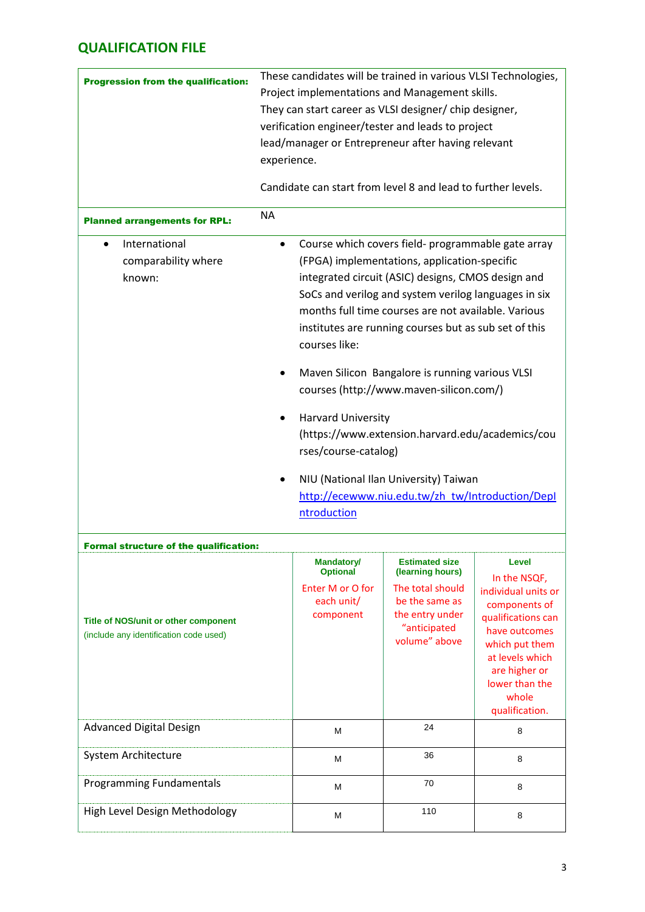## QUALIFICATION FILE

| | |
|---|---|
| **Progression from the qualification:** | These candidates will be trained in various VLSI Technologies, Project implementations and Management skills. They can start career as VLSI designer/ chip designer, verification engineer/tester and leads to project lead/manager or Entrepreneur after having relevant experience.<br><br>Candidate can start from level 8 and lead to further levels. |
| **Planned arrangements for RPL:** | NA |
| • International comparability where known: | • Course which covers field- programmable gate array (FPGA) implementations, application-specific integrated circuit (ASIC) designs, CMOS design and SoCs and verilog and system verilog languages in six months full time courses are not available. Various institutes are running courses but as sub set of this courses like:<br><br>• Maven Silicon Bangalore is running various VLSI courses (http://www.maven-silicon.com/)<br><br>• Harvard University (https://www.extension.harvard.edu/academics/courses/course-catalog)<br><br>• NIU (National Ilan University) Taiwan [http://ecewww.niu.edu.tw/zh_tw/Introduction/DepIntroduction](http://ecewww.niu.edu.tw/zh_tw/Introduction/DepIntroduction) |

**Formal structure of the qualification:**

| Title of NOS/unit or other component (include any identification code used) | Mandatory/ Optional<br>Enter M or O for each unit/ component | Estimated size (learning hours)<br>The total should be the same as the entry under "anticipated volume" above | Level<br>In the NSQF, individual units or components of qualifications can have outcomes which put them at levels which are higher or lower than the whole qualification. |
|---|---|---|---|
| Advanced Digital Design | M | 24 | 8 |
| System Architecture | M | 36 | 8 |
| Programming Fundamentals | M | 70 | 8 |
| High Level Design Methodology | M | 110 | 8 |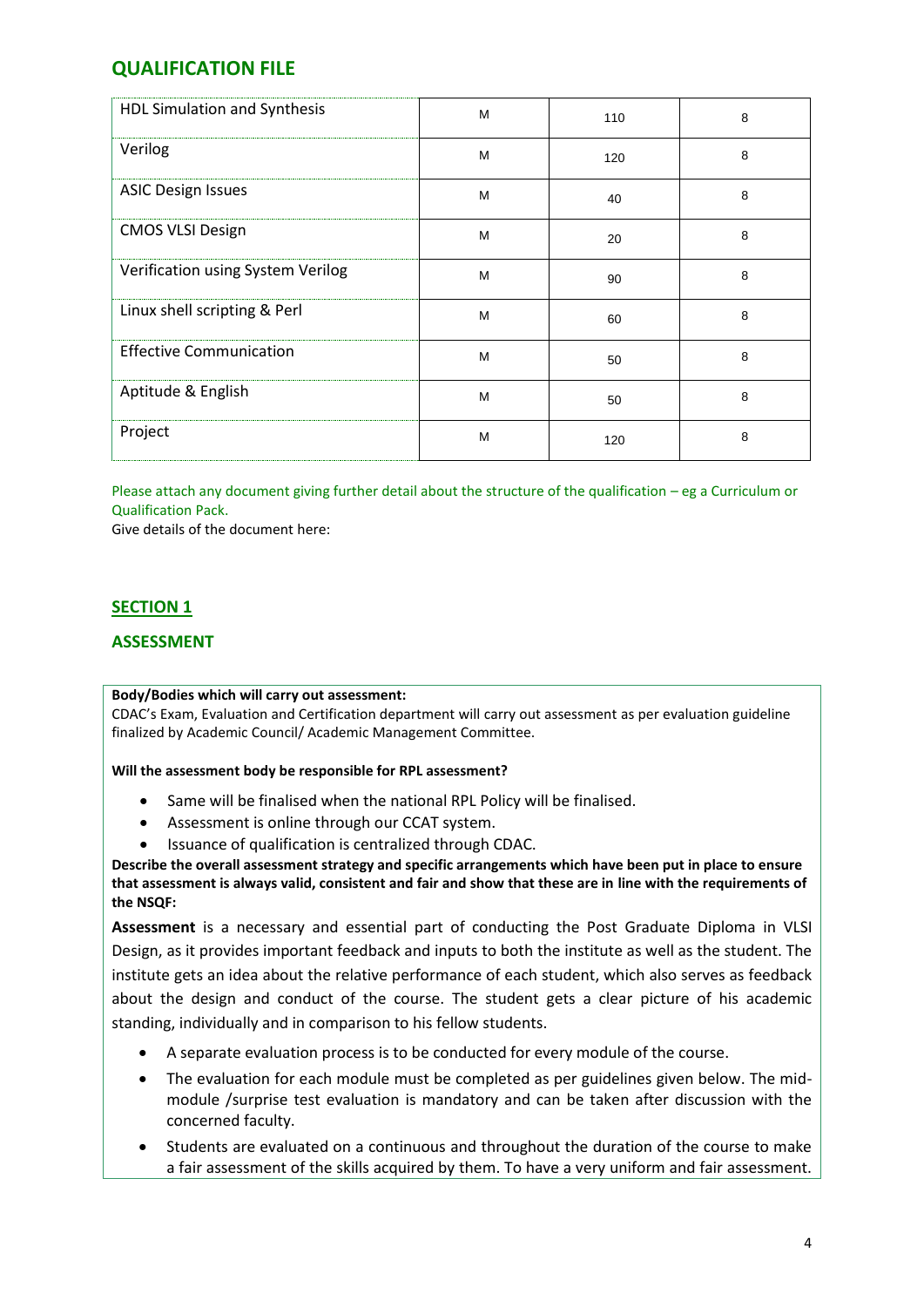## QUALIFICATION FILE

| | | | |
|---|---|---|---|
| HDL Simulation and Synthesis | M | 110 | 8 |
| Verilog | M | 120 | 8 |
| ASIC Design Issues | M | 40 | 8 |
| CMOS VLSI Design | M | 20 | 8 |
| Verification using System Verilog | M | 90 | 8 |
| Linux shell scripting & Perl | M | 60 | 8 |
| Effective Communication | M | 50 | 8 |
| Aptitude & English | M | 50 | 8 |
| Project | M | 120 | 8 |

Please attach any document giving further detail about the structure of the qualification – eg a Curriculum or Qualification Pack.

Give details of the document here:

## SECTION 1

## ASSESSMENT

**Body/Bodies which will carry out assessment:**

CDAC's Exam, Evaluation and Certification department will carry out assessment as per evaluation guideline finalized by Academic Council/ Academic Management Committee.

**Will the assessment body be responsible for RPL assessment?**

- Same will be finalised when the national RPL Policy will be finalised.
- Assessment is online through our CCAT system.
- Issuance of qualification is centralized through CDAC.

**Describe the overall assessment strategy and specific arrangements which have been put in place to ensure that assessment is always valid, consistent and fair and show that these are in line with the requirements of the NSQF:**

**Assessment** is a necessary and essential part of conducting the Post Graduate Diploma in VLSI Design, as it provides important feedback and inputs to both the institute as well as the student. The institute gets an idea about the relative performance of each student, which also serves as feedback about the design and conduct of the course. The student gets a clear picture of his academic standing, individually and in comparison to his fellow students.

- A separate evaluation process is to be conducted for every module of the course.
- The evaluation for each module must be completed as per guidelines given below. The mid-module /surprise test evaluation is mandatory and can be taken after discussion with the concerned faculty.
- Students are evaluated on a continuous and throughout the duration of the course to make a fair assessment of the skills acquired by them. To have a very uniform and fair assessment.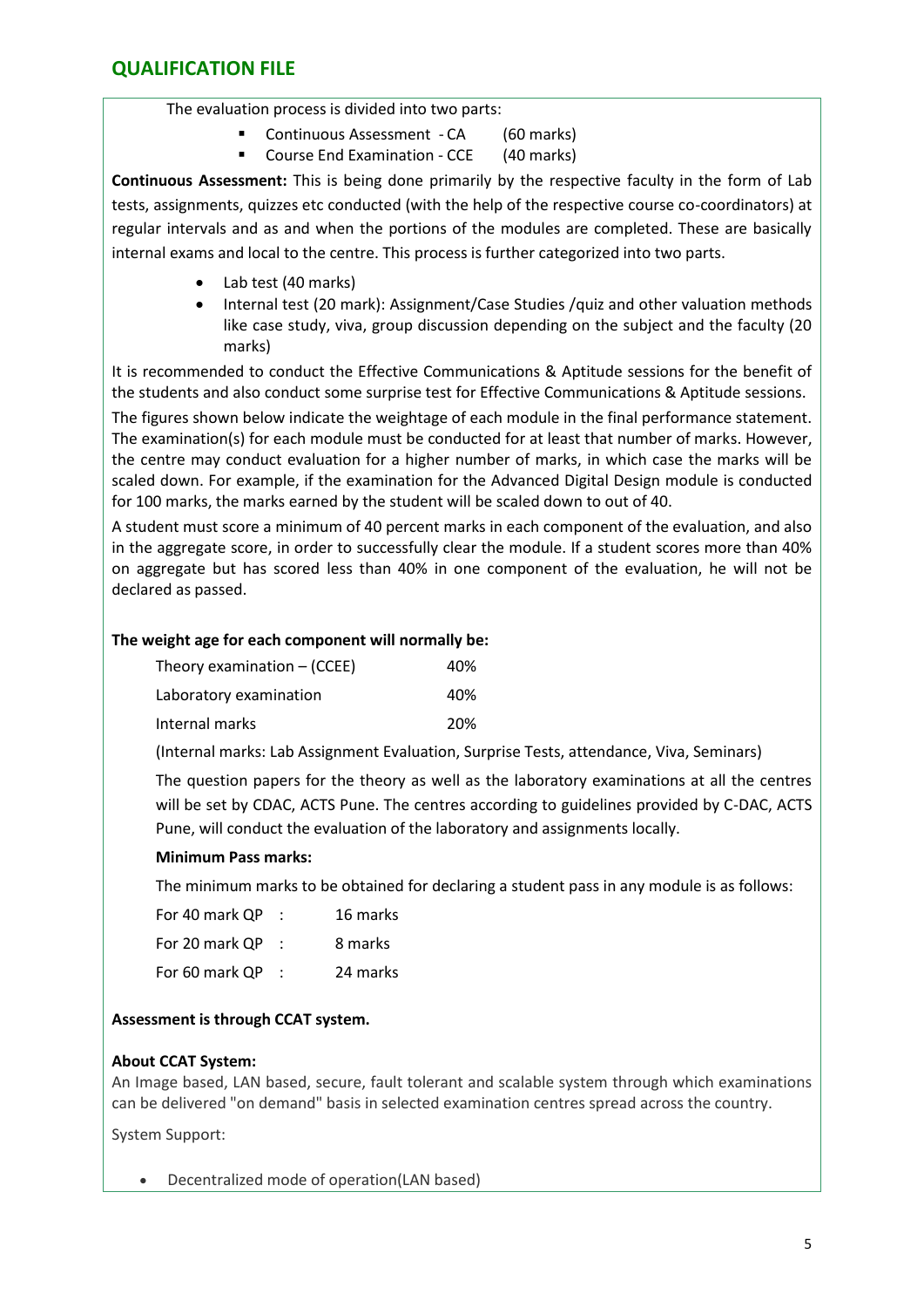## QUALIFICATION FILE

The evaluation process is divided into two parts:

- Continuous Assessment - CA (60 marks)
- Course End Examination - CCE (40 marks)

**Continuous Assessment:** This is being done primarily by the respective faculty in the form of Lab tests, assignments, quizzes etc conducted (with the help of the respective course co-coordinators) at regular intervals and as and when the portions of the modules are completed. These are basically internal exams and local to the centre. This process is further categorized into two parts.

- Lab test (40 marks)
- Internal test (20 mark): Assignment/Case Studies /quiz and other valuation methods like case study, viva, group discussion depending on the subject and the faculty (20 marks)

It is recommended to conduct the Effective Communications & Aptitude sessions for the benefit of the students and also conduct some surprise test for Effective Communications & Aptitude sessions.

The figures shown below indicate the weightage of each module in the final performance statement. The examination(s) for each module must be conducted for at least that number of marks. However, the centre may conduct evaluation for a higher number of marks, in which case the marks will be scaled down. For example, if the examination for the Advanced Digital Design module is conducted for 100 marks, the marks earned by the student will be scaled down to out of 40.

A student must score a minimum of 40 percent marks in each component of the evaluation, and also in the aggregate score, in order to successfully clear the module. If a student scores more than 40% on aggregate but has scored less than 40% in one component of the evaluation, he will not be declared as passed.

**The weight age for each component will normally be:**

| | |
|---|---|
| Theory examination – (CCEE) | 40% |
| Laboratory examination | 40% |
| Internal marks | 20% |

(Internal marks: Lab Assignment Evaluation, Surprise Tests, attendance, Viva, Seminars)

The question papers for the theory as well as the laboratory examinations at all the centres will be set by CDAC, ACTS Pune. The centres according to guidelines provided by C-DAC, ACTS Pune, will conduct the evaluation of the laboratory and assignments locally.

**Minimum Pass marks:**

The minimum marks to be obtained for declaring a student pass in any module is as follows:

| | |
|---|---|
| For 40 mark QP : | 16 marks |
| For 20 mark QP : | 8 marks |
| For 60 mark QP : | 24 marks |

**Assessment is through CCAT system.**

**About CCAT System:**

An Image based, LAN based, secure, fault tolerant and scalable system through which examinations can be delivered "on demand" basis in selected examination centres spread across the country.

System Support:

- Decentralized mode of operation(LAN based)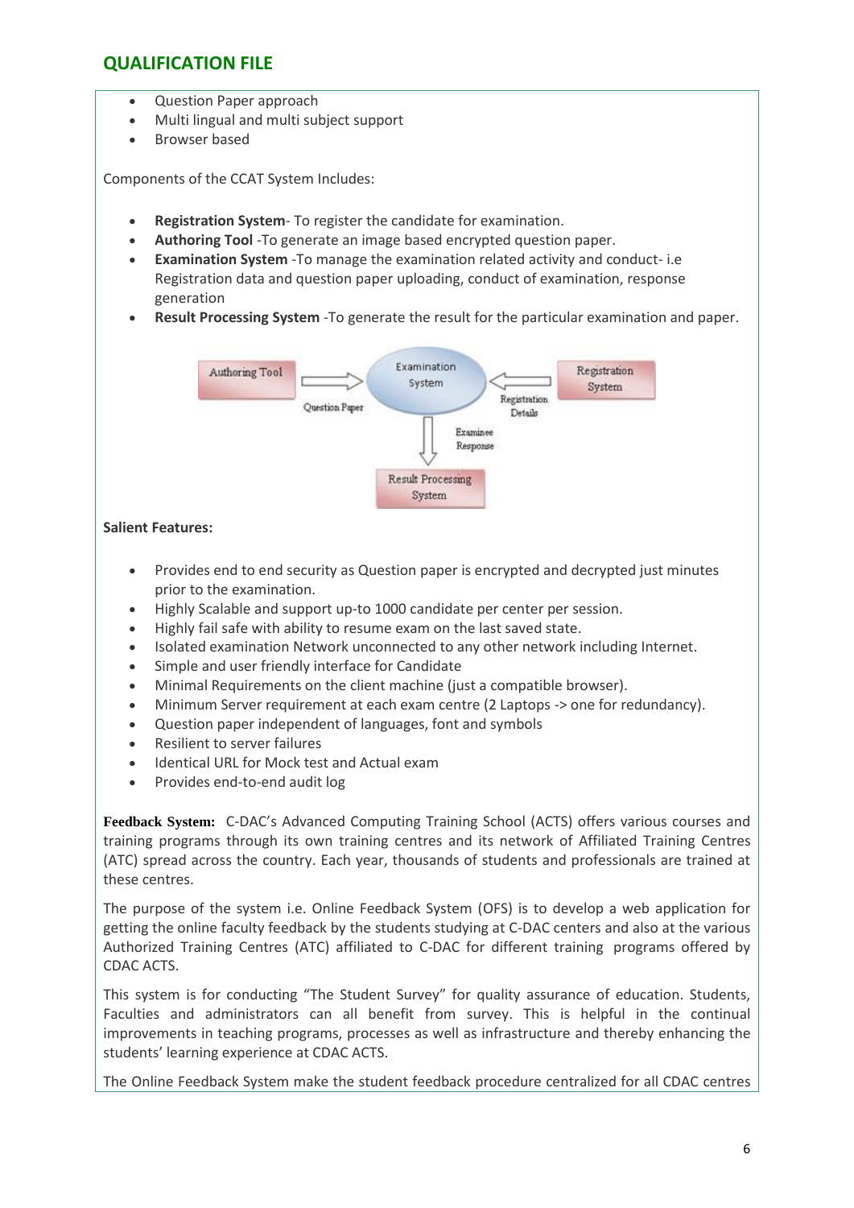- Question Paper approach
- Multi lingual and multi subject support
- Browser based

Components of the CCAT System Includes:

- **Registration System**- To register the candidate for examination.
- **Authoring Tool** -To generate an image based encrypted question paper.
- **Examination System** -To manage the examination related activity and conduct- i.e Registration data and question paper uploading, conduct of examination, response generation
- **Result Processing System** -To generate the result for the particular examination and paper.

Authoring Tool
Question Paper
Examination System
Registration Details
Registration System
Examinee Response
Result Processing System

**Salient Features:**

- Provides end to end security as Question paper is encrypted and decrypted just minutes prior to the examination.
- Highly Scalable and support up-to 1000 candidate per center per session.
- Highly fail safe with ability to resume exam on the last saved state.
- Isolated examination Network unconnected to any other network including Internet.
- Simple and user friendly interface for Candidate
- Minimal Requirements on the client machine (just a compatible browser).
- Minimum Server requirement at each exam centre (2 Laptops -> one for redundancy).
- Question paper independent of languages, font and symbols
- Resilient to server failures
- Identical URL for Mock test and Actual exam
- Provides end-to-end audit log

**Feedback System:** C-DAC's Advanced Computing Training School (ACTS) offers various courses and training programs through its own training centres and its network of Affiliated Training Centres (ATC) spread across the country. Each year, thousands of students and professionals are trained at these centres.

The purpose of the system i.e. Online Feedback System (OFS) is to develop a web application for getting the online faculty feedback by the students studying at C-DAC centers and also at the various Authorized Training Centres (ATC) affiliated to C-DAC for different training programs offered by CDAC ACTS.

This system is for conducting "The Student Survey" for quality assurance of education. Students, Faculties and administrators can all benefit from survey. This is helpful in the continual improvements in teaching programs, processes as well as infrastructure and thereby enhancing the students' learning experience at CDAC ACTS.

The Online Feedback System make the student feedback procedure centralized for all CDAC centres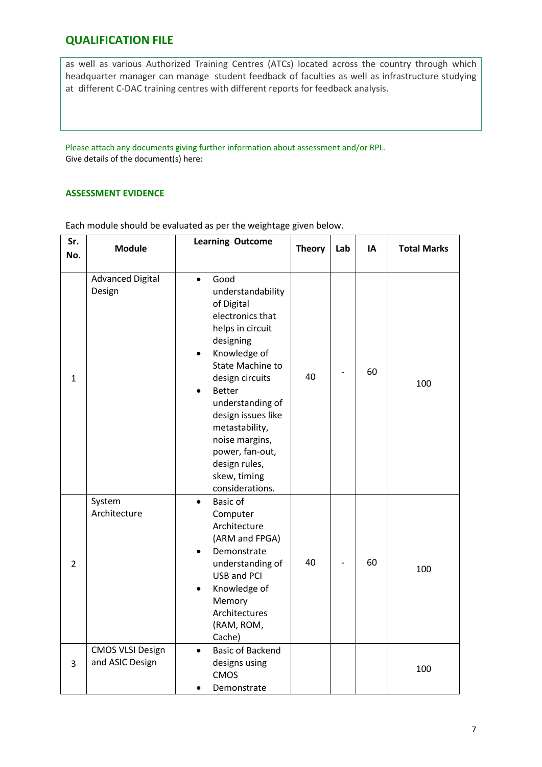## QUALIFICATION FILE

as well as various Authorized Training Centres (ATCs) located across the country through which headquarter manager can manage student feedback of faculties as well as infrastructure studying at different C-DAC training centres with different reports for feedback analysis.

Please attach any documents giving further information about assessment and/or RPL.
Give details of the document(s) here:

### ASSESSMENT EVIDENCE

Each module should be evaluated as per the weightage given below.

| Sr. No. | Module | Learning Outcome | Theory | Lab | IA | Total Marks |
|---|---|---|---|---|---|---|
| 1 | Advanced Digital Design | • Good understandability of Digital electronics that helps in circuit designing<br>• Knowledge of State Machine to design circuits<br>• Better understanding of design issues like metastability, noise margins, power, fan-out, design rules, skew, timing considerations. | 40 | - | 60 | 100 |
| 2 | System Architecture | • Basic of Computer Architecture (ARM and FPGA)<br>• Demonstrate understanding of USB and PCI<br>• Knowledge of Memory Architectures (RAM, ROM, Cache) | 40 | - | 60 | 100 |
| 3 | CMOS VLSI Design and ASIC Design | • Basic of Backend designs using CMOS<br>• Demonstrate | | | | 100 |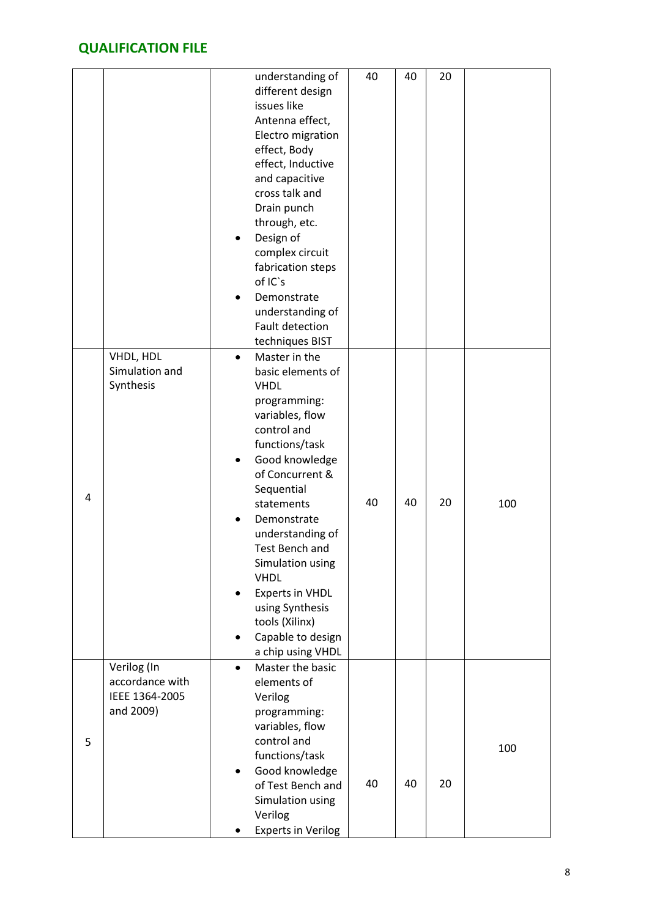## QUALIFICATION FILE

| | | | | | | |
|---|---|---|---|---|---|---|
| | | understanding of different design issues like Antenna effect, Electro migration effect, Body effect, Inductive and capacitive cross talk and Drain punch through, etc.<br>• Design of complex circuit fabrication steps of IC`s<br>• Demonstrate understanding of Fault detection techniques BIST | 40 | 40 | 20 | |
| 4 | VHDL, HDL Simulation and Synthesis | • Master in the basic elements of VHDL programming: variables, flow control and functions/task<br>• Good knowledge of Concurrent & Sequential statements<br>• Demonstrate understanding of Test Bench and Simulation using VHDL<br>• Experts in VHDL using Synthesis tools (Xilinx)<br>• Capable to design a chip using VHDL | 40 | 40 | 20 | 100 |
| 5 | Verilog (In accordance with IEEE 1364-2005 and 2009) | • Master the basic elements of Verilog programming: variables, flow control and functions/task<br>• Good knowledge of Test Bench and Simulation using Verilog<br>• Experts in Verilog | 40 | 40 | 20 | 100 |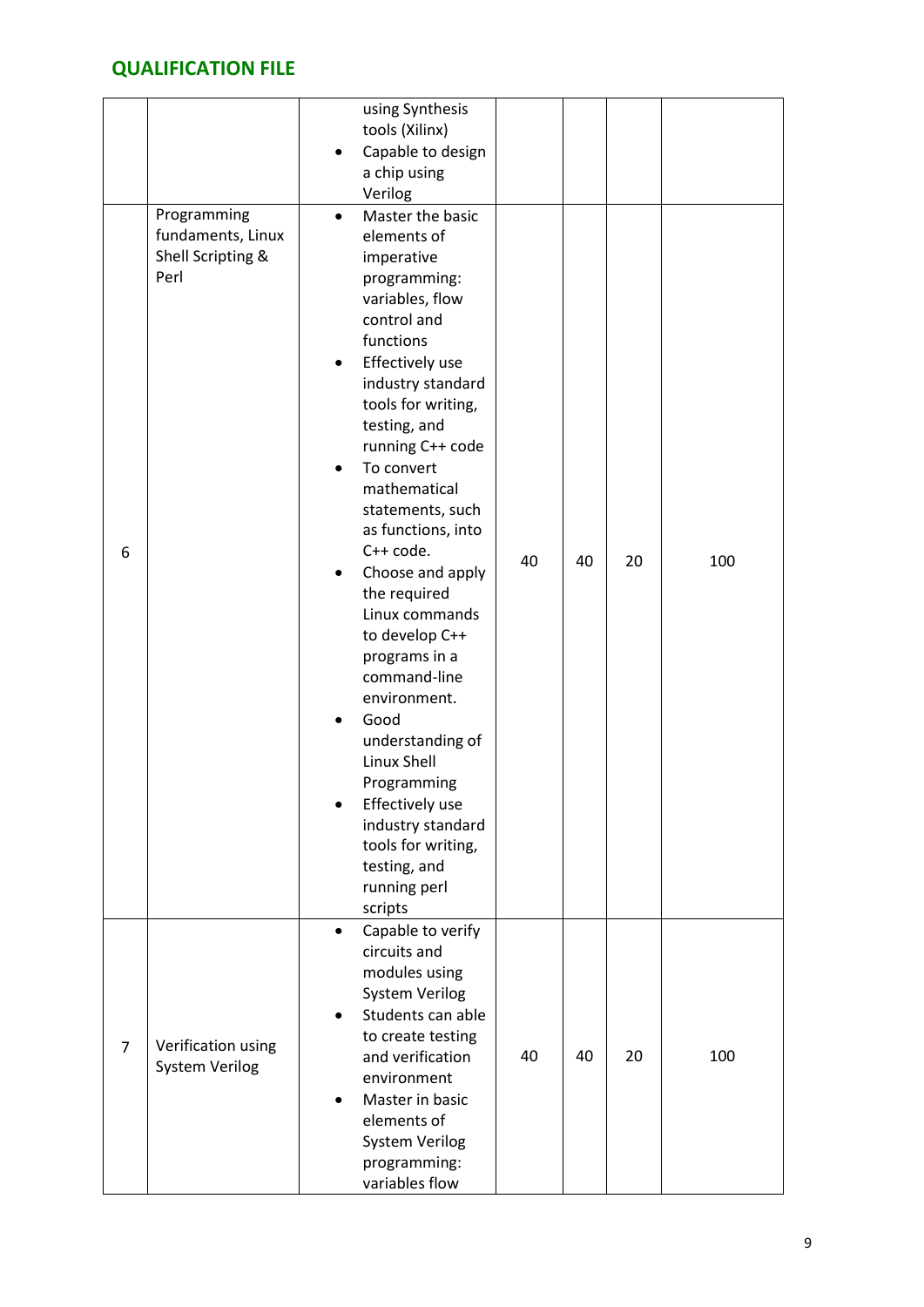## QUALIFICATION FILE

| | | | | | | |
|---|---|---|---|---|---|---|
| | | using Synthesis tools (Xilinx)<br>• Capable to design a chip using Verilog | | | | |
| 6 | Programming fundaments, Linux Shell Scripting & Perl | • Master the basic elements of imperative programming: variables, flow control and functions<br>• Effectively use industry standard tools for writing, testing, and running C++ code<br>• To convert mathematical statements, such as functions, into C++ code.<br>• Choose and apply the required Linux commands to develop C++ programs in a command-line environment.<br>• Good understanding of Linux Shell Programming<br>• Effectively use industry standard tools for writing, testing, and running perl scripts | 40 | 40 | 20 | 100 |
| 7 | Verification using System Verilog | • Capable to verify circuits and modules using System Verilog<br>• Students can able to create testing and verification environment<br>• Master in basic elements of System Verilog programming: variables flow | 40 | 40 | 20 | 100 |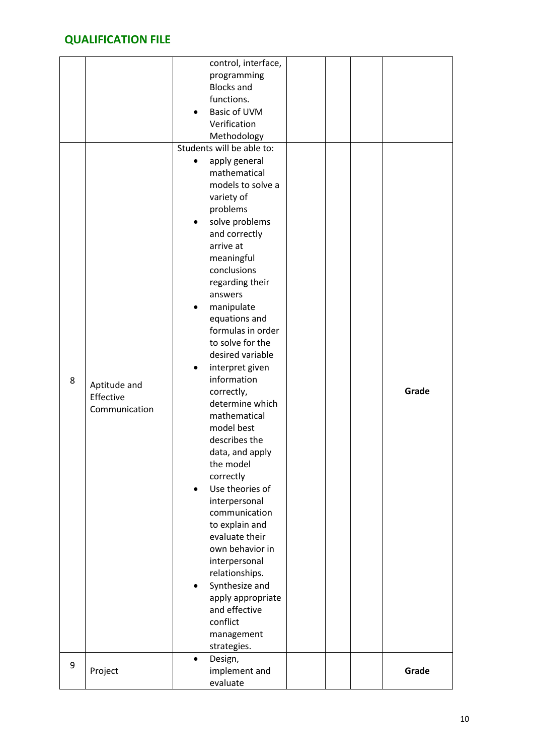## QUALIFICATION FILE

| | | | | | | |
|---|---|---|---|---|---|---|
| | | • control, interface, programming Blocks and functions.<br>• Basic of UVM Verification Methodology | | | | |
| 8 | Aptitude and Effective Communication | Students will be able to:<br>• apply general mathematical models to solve a variety of problems<br>• solve problems and correctly arrive at meaningful conclusions regarding their answers<br>• manipulate equations and formulas in order to solve for the desired variable<br>• interpret given information correctly, determine which mathematical model best describes the data, and apply the model correctly<br>• Use theories of interpersonal communication to explain and evaluate their own behavior in interpersonal relationships.<br>• Synthesize and apply appropriate and effective conflict management strategies. | | | | **Grade** |
| 9 | Project | • Design, implement and evaluate | | | | **Grade** |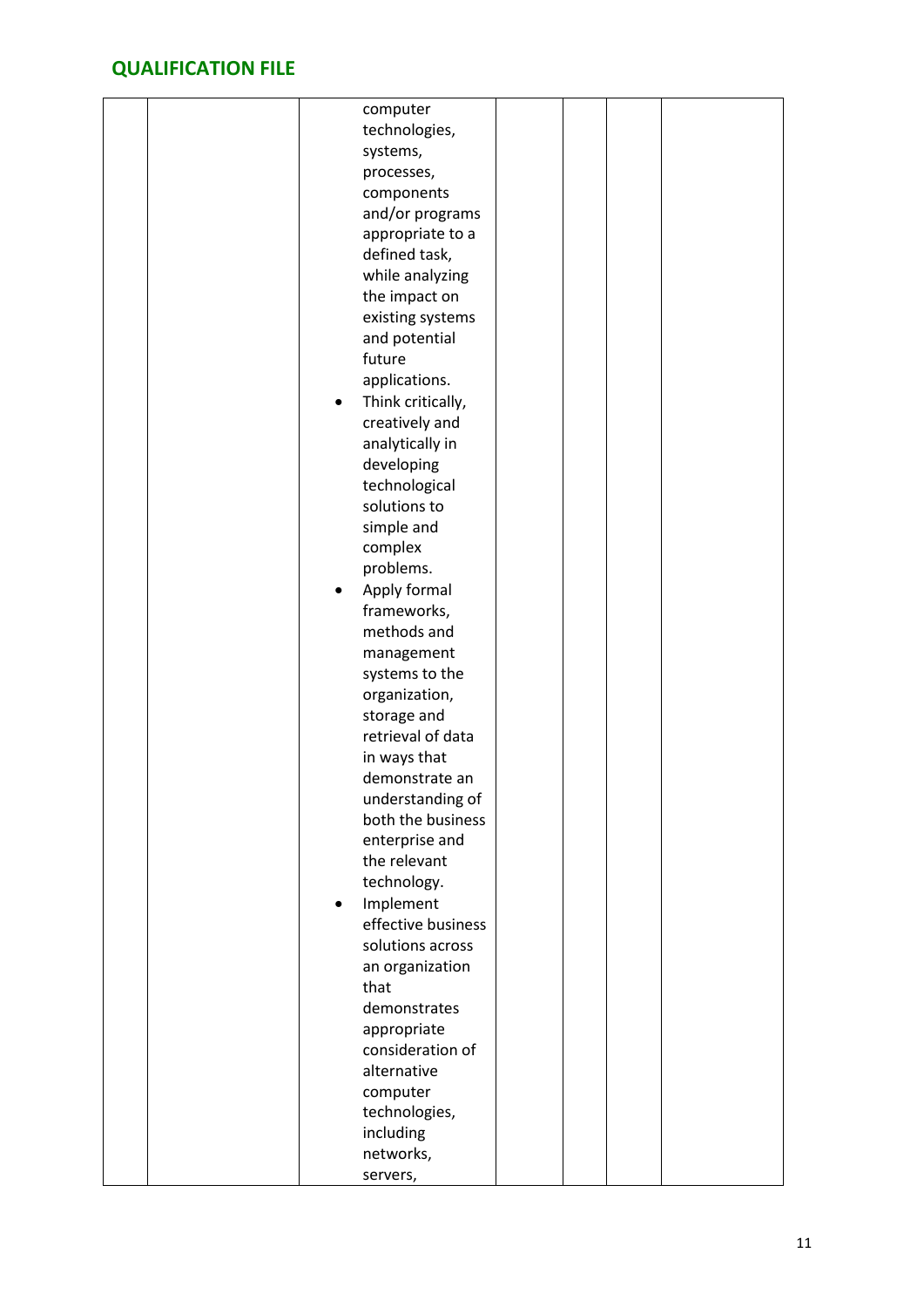## QUALIFICATION FILE

| | | | | | | |
|---|---|---|---|---|---|---|
| | | computer technologies, systems, processes, components and/or programs appropriate to a defined task, while analyzing the impact on existing systems and potential future applications.<br>• Think critically, creatively and analytically in developing technological solutions to simple and complex problems.<br>• Apply formal frameworks, methods and management systems to the organization, storage and retrieval of data in ways that demonstrate an understanding of both the business enterprise and the relevant technology.<br>• Implement effective business solutions across an organization that demonstrates appropriate consideration of alternative computer technologies, including networks, servers, | | | | |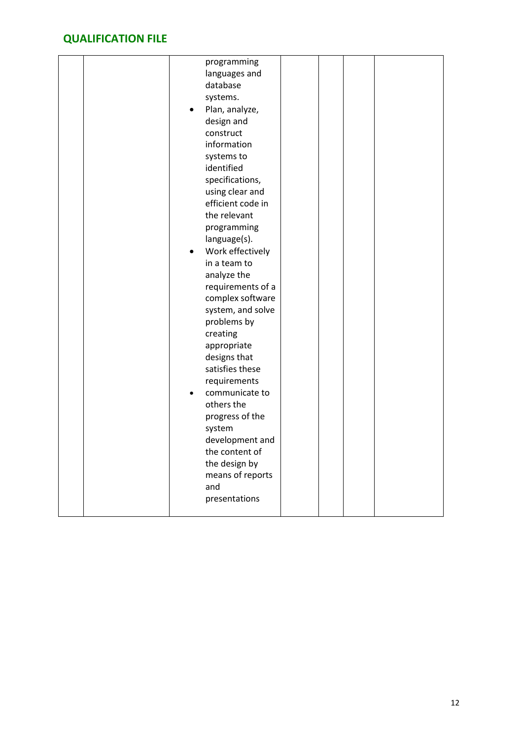| | | | | | | |
|---|---|---|---|---|---|---|
| | | programming languages and database systems.<br>• Plan, analyze, design and construct information systems to identified specifications, using clear and efficient code in the relevant programming language(s).<br>• Work effectively in a team to analyze the requirements of a complex software system, and solve problems by creating appropriate designs that satisfies these requirements<br>• communicate to others the progress of the system development and the content of the design by means of reports and presentations | | | | |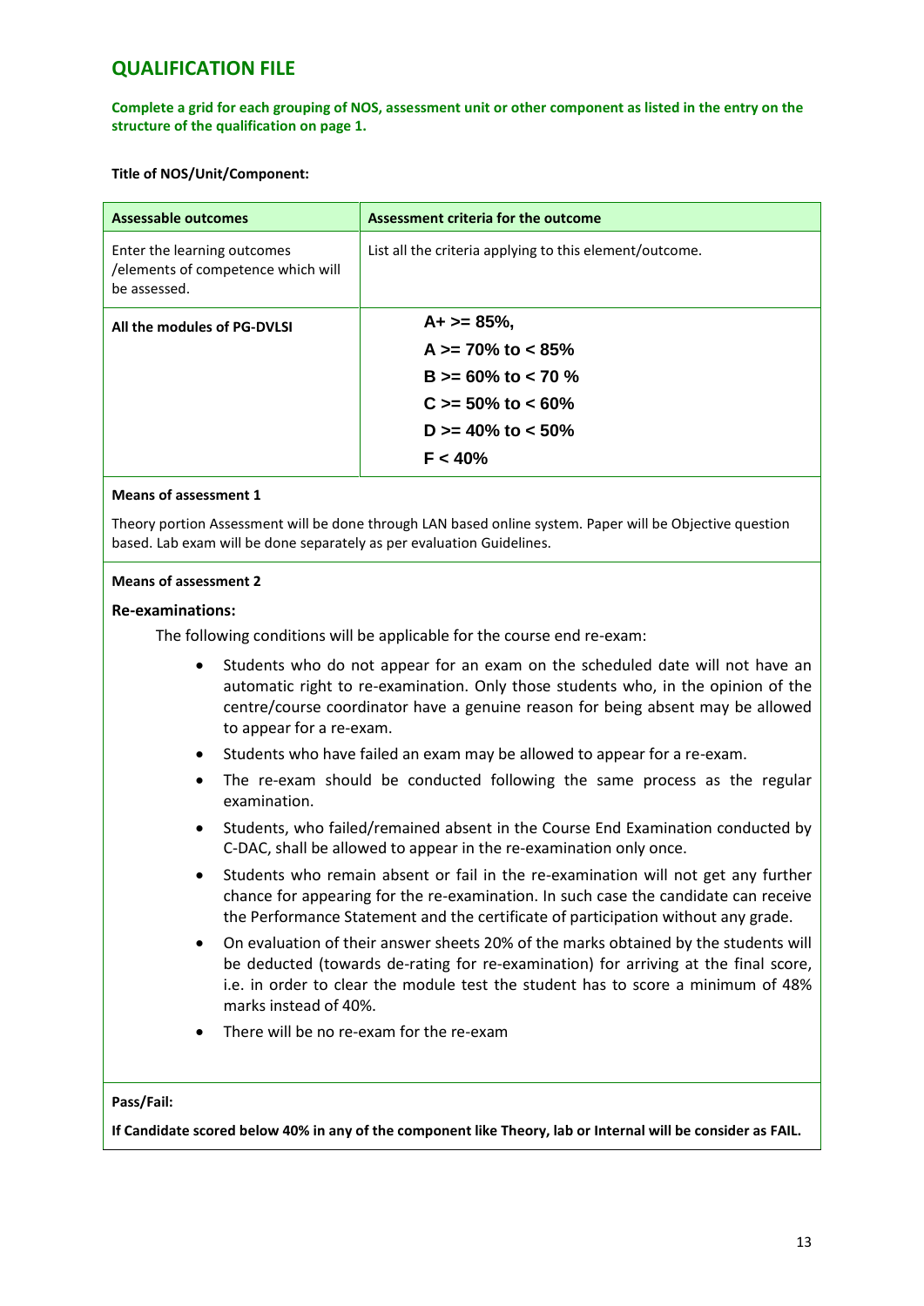## QUALIFICATION FILE

**Complete a grid for each grouping of NOS, assessment unit or other component as listed in the entry on the structure of the qualification on page 1.**

**Title of NOS/Unit/Component:**

| Assessable outcomes | Assessment criteria for the outcome |
|---|---|
| Enter the learning outcomes /elements of competence which will be assessed. | List all the criteria applying to this element/outcome. |
| **All the modules of PG-DVLSI** | **A+ >= 85%,**<br>**A >= 70% to < 85%**<br>**B >= 60% to < 70 %**<br>**C >= 50% to < 60%**<br>**D >= 40% to < 50%**<br>**F < 40%** |

**Means of assessment 1**

Theory portion Assessment will be done through LAN based online system. Paper will be Objective question based. Lab exam will be done separately as per evaluation Guidelines.

**Means of assessment 2**

**Re-examinations:**

The following conditions will be applicable for the course end re-exam:

- Students who do not appear for an exam on the scheduled date will not have an automatic right to re-examination. Only those students who, in the opinion of the centre/course coordinator have a genuine reason for being absent may be allowed to appear for a re-exam.
- Students who have failed an exam may be allowed to appear for a re-exam.
- The re-exam should be conducted following the same process as the regular examination.
- Students, who failed/remained absent in the Course End Examination conducted by C-DAC, shall be allowed to appear in the re-examination only once.
- Students who remain absent or fail in the re-examination will not get any further chance for appearing for the re-examination. In such case the candidate can receive the Performance Statement and the certificate of participation without any grade.
- On evaluation of their answer sheets 20% of the marks obtained by the students will be deducted (towards de-rating for re-examination) for arriving at the final score, i.e. in order to clear the module test the student has to score a minimum of 48% marks instead of 40%.
- There will be no re-exam for the re-exam

**Pass/Fail:**

**If Candidate scored below 40% in any of the component like Theory, lab or Internal will be consider as FAIL.**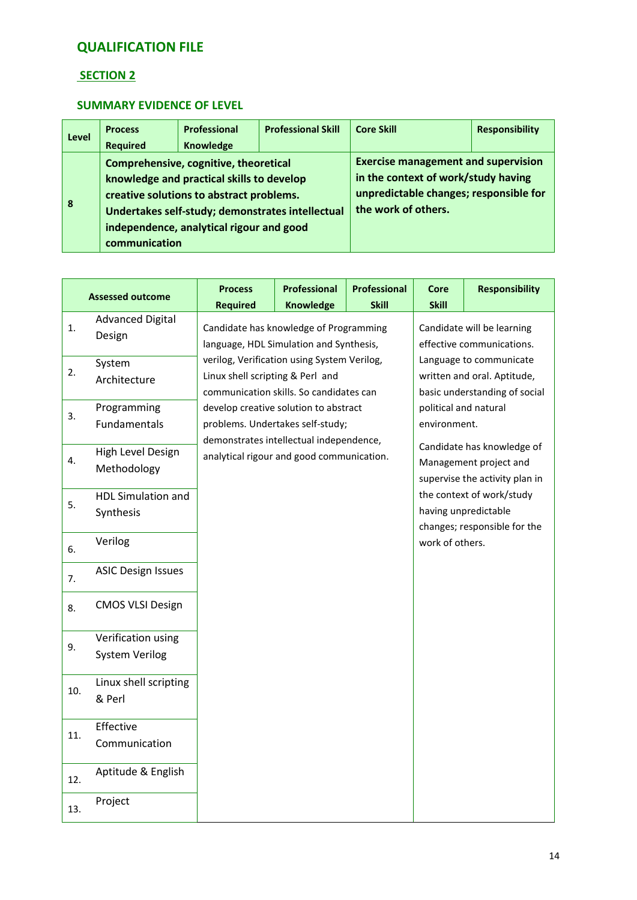## QUALIFICATION FILE

### SECTION 2

### SUMMARY EVIDENCE OF LEVEL

| Level | Process Required | Professional Knowledge | Professional Skill | Core Skill | Responsibility |
|---|---|---|---|---|---|
| 8 | **Comprehensive, cognitive, theoretical knowledge and practical skills to develop creative solutions to abstract problems. Undertakes self-study; demonstrates intellectual independence, analytical rigour and good communication** | | | **Exercise management and supervision in the context of work/study having unpredictable changes; responsible for the work of others.** | |

| Assessed outcome | | Process Required | Professional Knowledge | Professional Skill | Core Skill | Responsibility |
|---|---|---|---|---|---|---|
| 1. | Advanced Digital Design | Candidate has knowledge of Programming language, HDL Simulation and Synthesis, verilog, Verification using System Verilog, Linux shell scripting & Perl and communication skills. So candidates can develop creative solution to abstract problems. Undertakes self-study; demonstrates intellectual independence, analytical rigour and good communication. | | | Candidate will be learning effective communications. Language to communicate written and oral. Aptitude, basic understanding of social political and natural environment.<br><br>Candidate has knowledge of Management project and supervise the activity plan in the context of work/study having unpredictable changes; responsible for the work of others. | |
| 2. | System Architecture | | | | | |
| 3. | Programming Fundamentals | | | | | |
| 4. | High Level Design Methodology | | | | | |
| 5. | HDL Simulation and Synthesis | | | | | |
| 6. | Verilog | | | | | |
| 7. | ASIC Design Issues | | | | | |
| 8. | CMOS VLSI Design | | | | | |
| 9. | Verification using System Verilog | | | | | |
| 10. | Linux shell scripting & Perl | | | | | |
| 11. | Effective Communication | | | | | |
| 12. | Aptitude & English | | | | | |
| 13. | Project | | | | | |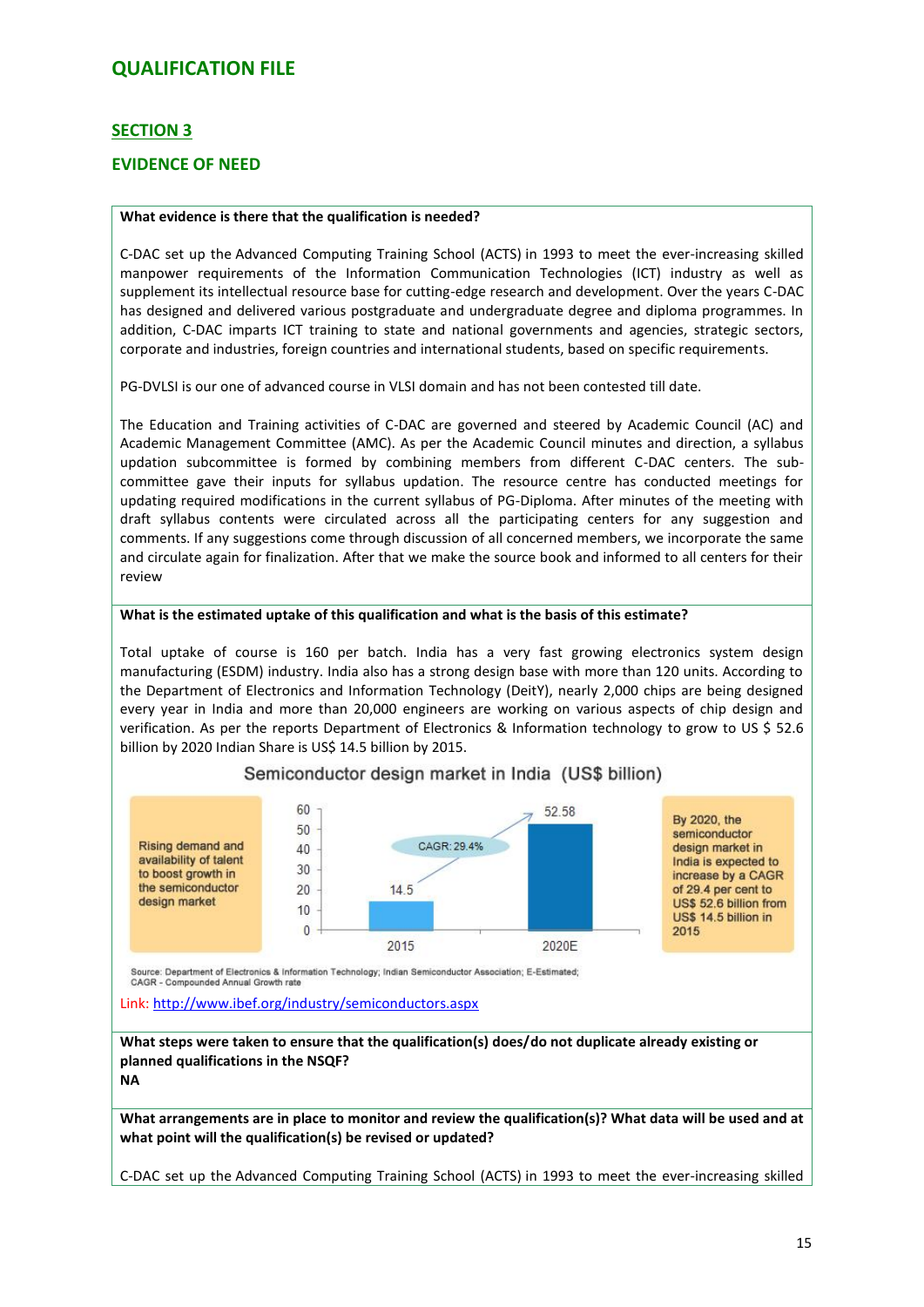# QUALIFICATION FILE

## SECTION 3

## EVIDENCE OF NEED

**What evidence is there that the qualification is needed?**

C-DAC set up the Advanced Computing Training School (ACTS) in 1993 to meet the ever-increasing skilled manpower requirements of the Information Communication Technologies (ICT) industry as well as supplement its intellectual resource base for cutting-edge research and development. Over the years C-DAC has designed and delivered various postgraduate and undergraduate degree and diploma programmes. In addition, C-DAC imparts ICT training to state and national governments and agencies, strategic sectors, corporate and industries, foreign countries and international students, based on specific requirements.

PG-DVLSI is our one of advanced course in VLSI domain and has not been contested till date.

The Education and Training activities of C-DAC are governed and steered by Academic Council (AC) and Academic Management Committee (AMC). As per the Academic Council minutes and direction, a syllabus updation subcommittee is formed by combining members from different C-DAC centers. The sub-committee gave their inputs for syllabus updation. The resource centre has conducted meetings for updating required modifications in the current syllabus of PG-Diploma. After minutes of the meeting with draft syllabus contents were circulated across all the participating centers for any suggestion and comments. If any suggestions come through discussion of all concerned members, we incorporate the same and circulate again for finalization. After that we make the source book and informed to all centers for their review

**What is the estimated uptake of this qualification and what is the basis of this estimate?**

Total uptake of course is 160 per batch. India has a very fast growing electronics system design manufacturing (ESDM) industry. India also has a strong design base with more than 120 units. According to the Department of Electronics and Information Technology (DeitY), nearly 2,000 chips are being designed every year in India and more than 20,000 engineers are working on various aspects of chip design and verification. As per the reports Department of Electronics & Information technology to grow to US $ 52.6 billion by 2020 Indian Share is US$ 14.5 billion by 2015.

Semiconductor design market in India (US$ billion)

Rising demand and availability of talent to boost growth in the semiconductor design market

60
50
40
30
20
10
0

CAGR: 29.4%

14.5

52.58

2015

2020E

By 2020, the semiconductor design market in India is expected to increase by a CAGR of 29.4 per cent to US$ 52.6 billion from US$ 14.5 billion in 2015

Source: Department of Electronics & Information Technology; Indian Semiconductor Association; E-Estimated; CAGR - Compounded Annual Growth rate

Link: http://www.ibef.org/industry/semiconductors.aspx

**What steps were taken to ensure that the qualification(s) does/do not duplicate already existing or planned qualifications in the NSQF?**
**NA**

**What arrangements are in place to monitor and review the qualification(s)? What data will be used and at what point will the qualification(s) be revised or updated?**

C-DAC set up the Advanced Computing Training School (ACTS) in 1993 to meet the ever-increasing skilled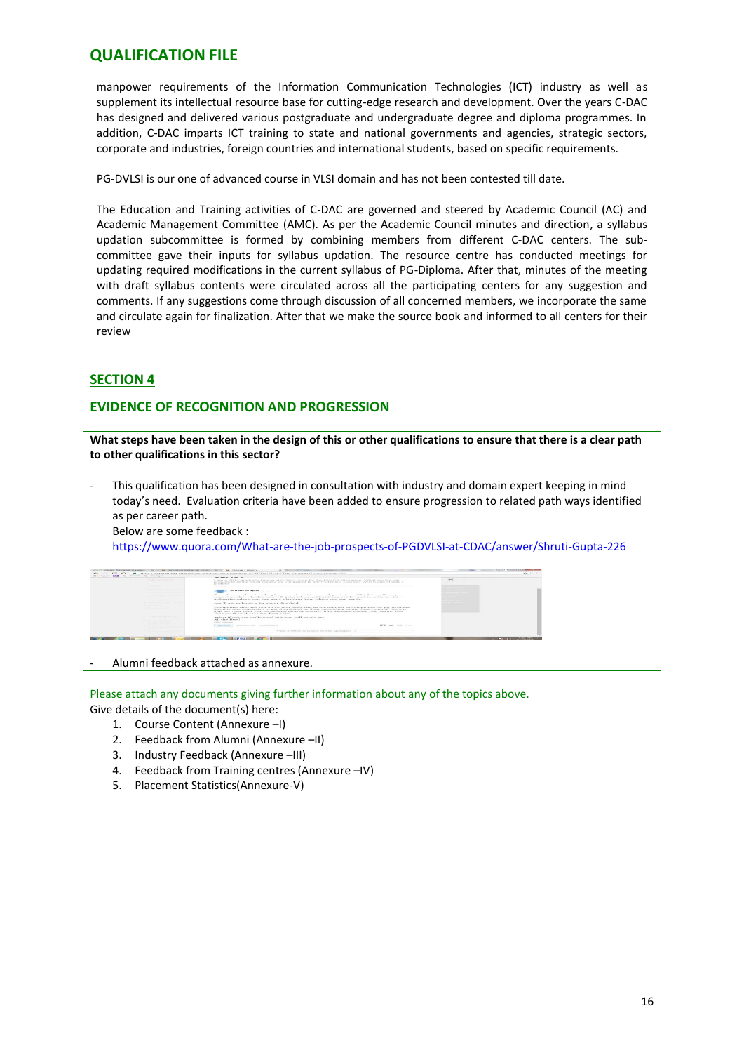## QUALIFICATION FILE

manpower requirements of the Information Communication Technologies (ICT) industry as well as supplement its intellectual resource base for cutting-edge research and development. Over the years C-DAC has designed and delivered various postgraduate and undergraduate degree and diploma programmes. In addition, C-DAC imparts ICT training to state and national governments and agencies, strategic sectors, corporate and industries, foreign countries and international students, based on specific requirements.

PG-DVLSI is our one of advanced course in VLSI domain and has not been contested till date.

The Education and Training activities of C-DAC are governed and steered by Academic Council (AC) and Academic Management Committee (AMC). As per the Academic Council minutes and direction, a syllabus updation subcommittee is formed by combining members from different C-DAC centers. The sub-committee gave their inputs for syllabus updation. The resource centre has conducted meetings for updating required modifications in the current syllabus of PG-Diploma. After that, minutes of the meeting with draft syllabus contents were circulated across all the participating centers for any suggestion and comments. If any suggestions come through discussion of all concerned members, we incorporate the same and circulate again for finalization. After that we make the source book and informed to all centers for their review

## SECTION 4

## EVIDENCE OF RECOGNITION AND PROGRESSION

**What steps have been taken in the design of this or other qualifications to ensure that there is a clear path to other qualifications in this sector?**

- This qualification has been designed in consultation with industry and domain expert keeping in mind today's need. Evaluation criteria have been added to ensure progression to related path ways identified as per career path.
  Below are some feedback :
  https://www.quora.com/What-are-the-job-prospects-of-PGDVLSI-at-CDAC/answer/Shruti-Gupta-226

- Alumni feedback attached as annexure.

Please attach any documents giving further information about any of the topics above.
Give details of the document(s) here:

1. Course Content (Annexure –I)
2. Feedback from Alumni (Annexure –II)
3. Industry Feedback (Annexure –III)
4. Feedback from Training centres (Annexure –IV)
5. Placement Statistics(Annexure-V)